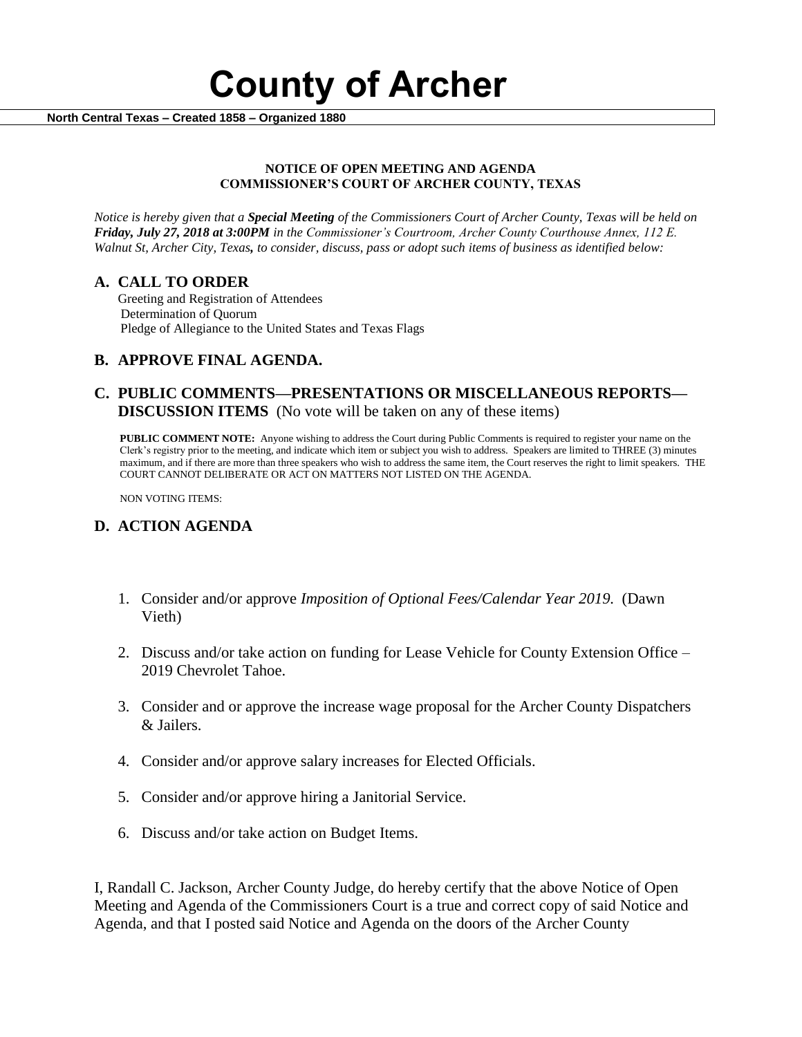# County of Archer

**North Central Texas – Created 1858 – Organized 1880**

**NOTICE OF OPEN MEETING AND AGENDA**
**COMMISSIONER'S COURT OF ARCHER COUNTY, TEXAS**

*Notice is hereby given that a **Special Meeting** of the Commissioners Court of Archer County, Texas will be held on **Friday, July 27, 2018 at 3:00PM** in the Commissioner's Courtroom, Archer County Courthouse Annex, 112 E. Walnut St, Archer City, Texas, to consider, discuss, pass or adopt such items of business as identified below:*

## A. CALL TO ORDER

Greeting and Registration of Attendees
Determination of Quorum
Pledge of Allegiance to the United States and Texas Flags

## B. APPROVE FINAL AGENDA.

## C. PUBLIC COMMENTS—PRESENTATIONS OR MISCELLANEOUS REPORTS—DISCUSSION ITEMS (No vote will be taken on any of these items)

**PUBLIC COMMENT NOTE:** Anyone wishing to address the Court during Public Comments is required to register your name on the Clerk's registry prior to the meeting, and indicate which item or subject you wish to address. Speakers are limited to THREE (3) minutes maximum, and if there are more than three speakers who wish to address the same item, the Court reserves the right to limit speakers. THE COURT CANNOT DELIBERATE OR ACT ON MATTERS NOT LISTED ON THE AGENDA.

NON VOTING ITEMS:

## D. ACTION AGENDA

1. Consider and/or approve *Imposition of Optional Fees/Calendar Year 2019.* (Dawn Vieth)
2. Discuss and/or take action on funding for Lease Vehicle for County Extension Office – 2019 Chevrolet Tahoe.
3. Consider and or approve the increase wage proposal for the Archer County Dispatchers & Jailers.
4. Consider and/or approve salary increases for Elected Officials.
5. Consider and/or approve hiring a Janitorial Service.
6. Discuss and/or take action on Budget Items.

I, Randall C. Jackson, Archer County Judge, do hereby certify that the above Notice of Open Meeting and Agenda of the Commissioners Court is a true and correct copy of said Notice and Agenda, and that I posted said Notice and Agenda on the doors of the Archer County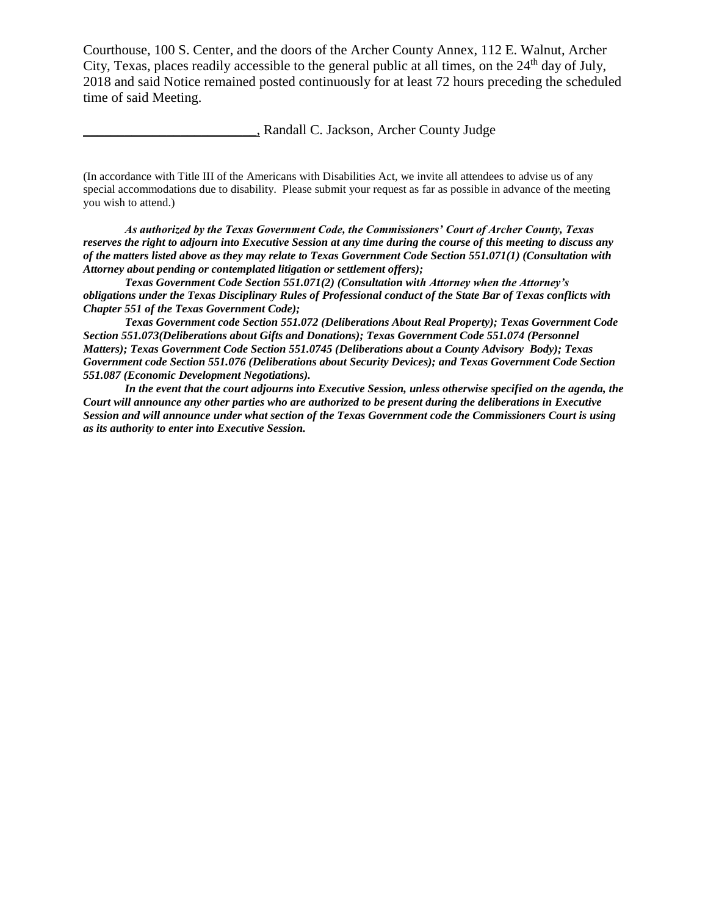Courthouse, 100 S. Center, and the doors of the Archer County Annex, 112 E. Walnut, Archer City, Texas, places readily accessible to the general public at all times, on the 24th day of July, 2018 and said Notice remained posted continuously for at least 72 hours preceding the scheduled time of said Meeting.

\_\_\_\_\_\_\_\_\_\_\_\_\_\_\_\_\_\_\_\_\_\_\_\_\_\_, Randall C. Jackson, Archer County Judge

(In accordance with Title III of the Americans with Disabilities Act, we invite all attendees to advise us of any special accommodations due to disability. Please submit your request as far as possible in advance of the meeting you wish to attend.)

***As authorized by the Texas Government Code, the Commissioners' Court of Archer County, Texas reserves the right to adjourn into Executive Session at any time during the course of this meeting to discuss any of the matters listed above as they may relate to Texas Government Code Section 551.071(1) (Consultation with Attorney about pending or contemplated litigation or settlement offers);***

***Texas Government Code Section 551.071(2) (Consultation with Attorney when the Attorney's obligations under the Texas Disciplinary Rules of Professional conduct of the State Bar of Texas conflicts with Chapter 551 of the Texas Government Code);***

***Texas Government code Section 551.072 (Deliberations About Real Property); Texas Government Code Section 551.073(Deliberations about Gifts and Donations); Texas Government Code 551.074 (Personnel Matters); Texas Government Code Section 551.0745 (Deliberations about a County Advisory Body); Texas Government code Section 551.076 (Deliberations about Security Devices); and Texas Government Code Section 551.087 (Economic Development Negotiations).***

***In the event that the court adjourns into Executive Session, unless otherwise specified on the agenda, the Court will announce any other parties who are authorized to be present during the deliberations in Executive Session and will announce under what section of the Texas Government code the Commissioners Court is using as its authority to enter into Executive Session.***